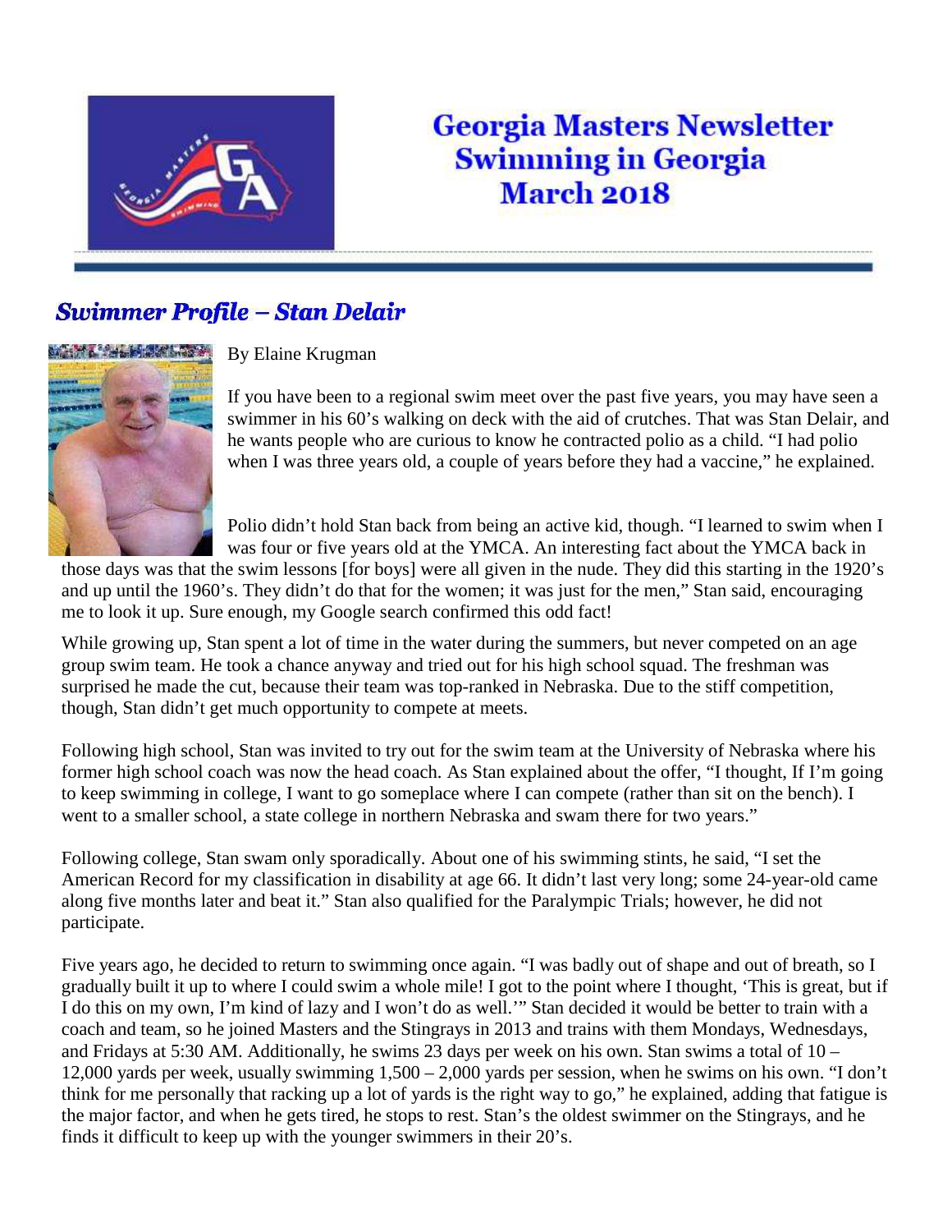# Georgia Masters Newsletter Swimming in Georgia March 2018

## *Swimmer Profile – Stan Delair*

By Elaine Krugman

If you have been to a regional swim meet over the past five years, you may have seen a swimmer in his 60's walking on deck with the aid of crutches. That was Stan Delair, and he wants people who are curious to know he contracted polio as a child. "I had polio when I was three years old, a couple of years before they had a vaccine," he explained.

Polio didn't hold Stan back from being an active kid, though. "I learned to swim when I was four or five years old at the YMCA. An interesting fact about the YMCA back in those days was that the swim lessons [for boys] were all given in the nude. They did this starting in the 1920's and up until the 1960's. They didn't do that for the women; it was just for the men," Stan said, encouraging me to look it up. Sure enough, my Google search confirmed this odd fact!

While growing up, Stan spent a lot of time in the water during the summers, but never competed on an age group swim team. He took a chance anyway and tried out for his high school squad. The freshman was surprised he made the cut, because their team was top-ranked in Nebraska. Due to the stiff competition, though, Stan didn't get much opportunity to compete at meets.

Following high school, Stan was invited to try out for the swim team at the University of Nebraska where his former high school coach was now the head coach. As Stan explained about the offer, "I thought, If I'm going to keep swimming in college, I want to go someplace where I can compete (rather than sit on the bench). I went to a smaller school, a state college in northern Nebraska and swam there for two years."

Following college, Stan swam only sporadically. About one of his swimming stints, he said, "I set the American Record for my classification in disability at age 66. It didn't last very long; some 24-year-old came along five months later and beat it." Stan also qualified for the Paralympic Trials; however, he did not participate.

Five years ago, he decided to return to swimming once again. "I was badly out of shape and out of breath, so I gradually built it up to where I could swim a whole mile! I got to the point where I thought, 'This is great, but if I do this on my own, I'm kind of lazy and I won't do as well.'" Stan decided it would be better to train with a coach and team, so he joined Masters and the Stingrays in 2013 and trains with them Mondays, Wednesdays, and Fridays at 5:30 AM. Additionally, he swims 23 days per week on his own. Stan swims a total of 10 – 12,000 yards per week, usually swimming 1,500 – 2,000 yards per session, when he swims on his own. "I don't think for me personally that racking up a lot of yards is the right way to go," he explained, adding that fatigue is the major factor, and when he gets tired, he stops to rest. Stan's the oldest swimmer on the Stingrays, and he finds it difficult to keep up with the younger swimmers in their 20's.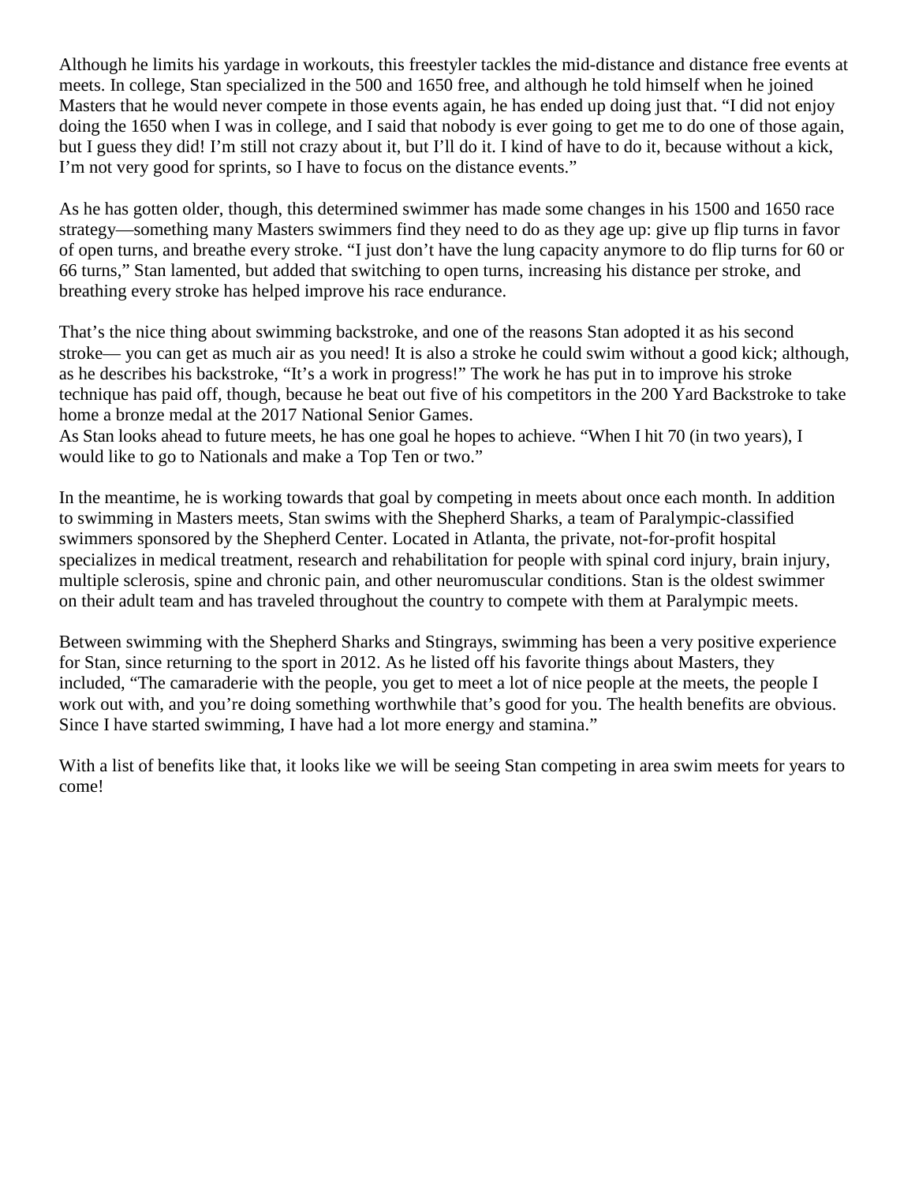Although he limits his yardage in workouts, this freestyler tackles the mid-distance and distance free events at meets. In college, Stan specialized in the 500 and 1650 free, and although he told himself when he joined Masters that he would never compete in those events again, he has ended up doing just that. “I did not enjoy doing the 1650 when I was in college, and I said that nobody is ever going to get me to do one of those again, but I guess they did! I’m still not crazy about it, but I’ll do it. I kind of have to do it, because without a kick, I’m not very good for sprints, so I have to focus on the distance events.”

As he has gotten older, though, this determined swimmer has made some changes in his 1500 and 1650 race strategy—something many Masters swimmers find they need to do as they age up: give up flip turns in favor of open turns, and breathe every stroke. “I just don’t have the lung capacity anymore to do flip turns for 60 or 66 turns,” Stan lamented, but added that switching to open turns, increasing his distance per stroke, and breathing every stroke has helped improve his race endurance.

That’s the nice thing about swimming backstroke, and one of the reasons Stan adopted it as his second stroke— you can get as much air as you need! It is also a stroke he could swim without a good kick; although, as he describes his backstroke, “It’s a work in progress!” The work he has put in to improve his stroke technique has paid off, though, because he beat out five of his competitors in the 200 Yard Backstroke to take home a bronze medal at the 2017 National Senior Games.

As Stan looks ahead to future meets, he has one goal he hopes to achieve. “When I hit 70 (in two years), I would like to go to Nationals and make a Top Ten or two.”

In the meantime, he is working towards that goal by competing in meets about once each month. In addition to swimming in Masters meets, Stan swims with the Shepherd Sharks, a team of Paralympic-classified swimmers sponsored by the Shepherd Center. Located in Atlanta, the private, not-for-profit hospital specializes in medical treatment, research and rehabilitation for people with spinal cord injury, brain injury, multiple sclerosis, spine and chronic pain, and other neuromuscular conditions. Stan is the oldest swimmer on their adult team and has traveled throughout the country to compete with them at Paralympic meets.

Between swimming with the Shepherd Sharks and Stingrays, swimming has been a very positive experience for Stan, since returning to the sport in 2012. As he listed off his favorite things about Masters, they included, “The camaraderie with the people, you get to meet a lot of nice people at the meets, the people I work out with, and you’re doing something worthwhile that’s good for you. The health benefits are obvious. Since I have started swimming, I have had a lot more energy and stamina.”

With a list of benefits like that, it looks like we will be seeing Stan competing in area swim meets for years to come!